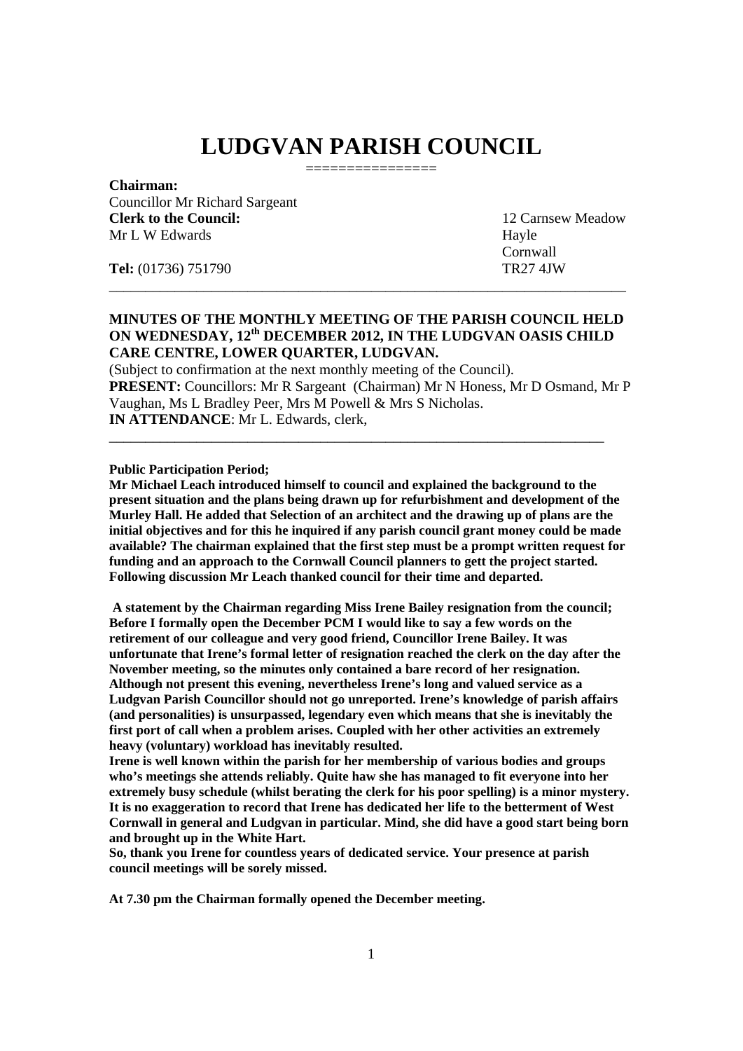# LUDGVAN PARISH COUNCIL

================

**Chairman:**
Councillor Mr Richard Sargeant
**Clerk to the Council:**
Mr L W Edwards

**Tel:** (01736) 751790

12 Carnsew Meadow
Hayle
Cornwall
TR27 4JW

---

**MINUTES OF THE MONTHLY MEETING OF THE PARISH COUNCIL HELD ON WEDNESDAY, 12th DECEMBER 2012, IN THE LUDGVAN OASIS CHILD CARE CENTRE, LOWER QUARTER, LUDGVAN.**
(Subject to confirmation at the next monthly meeting of the Council).
**PRESENT:** Councillors: Mr R Sargeant (Chairman) Mr N Honess, Mr D Osmand, Mr P Vaughan, Ms L Bradley Peer, Mrs M Powell & Mrs S Nicholas.
**IN ATTENDANCE**: Mr L. Edwards, clerk,

---

**Public Participation Period;**
**Mr Michael Leach introduced himself to council and explained the background to the present situation and the plans being drawn up for refurbishment and development of the Murley Hall. He added that Selection of an architect and the drawing up of plans are the initial objectives and for this he inquired if any parish council grant money could be made available? The chairman explained that the first step must be a prompt written request for funding and an approach to the Cornwall Council planners to gett the project started. Following discussion Mr Leach thanked council for their time and departed.**

**A statement by the Chairman regarding Miss Irene Bailey resignation from the council; Before I formally open the December PCM I would like to say a few words on the retirement of our colleague and very good friend, Councillor Irene Bailey. It was unfortunate that Irene's formal letter of resignation reached the clerk on the day after the November meeting, so the minutes only contained a bare record of her resignation. Although not present this evening, nevertheless Irene's long and valued service as a Ludgvan Parish Councillor should not go unreported. Irene's knowledge of parish affairs (and personalities) is unsurpassed, legendary even which means that she is inevitably the first port of call when a problem arises. Coupled with her other activities an extremely heavy (voluntary) workload has inevitably resulted.**
**Irene is well known within the parish for her membership of various bodies and groups who's meetings she attends reliably. Quite haw she has managed to fit everyone into her extremely busy schedule (whilst berating the clerk for his poor spelling) is a minor mystery. It is no exaggeration to record that Irene has dedicated her life to the betterment of West Cornwall in general and Ludgvan in particular. Mind, she did have a good start being born and brought up in the White Hart.**
**So, thank you Irene for countless years of dedicated service. Your presence at parish council meetings will be sorely missed.**

**At 7.30 pm the Chairman formally opened the December meeting.**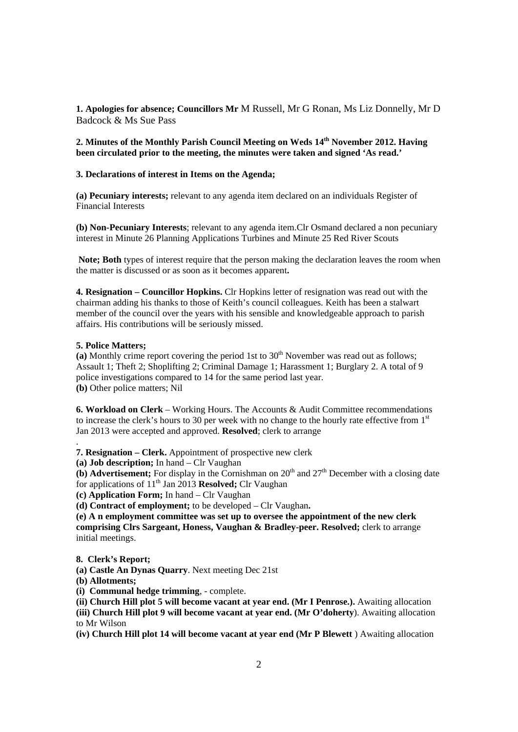**1. Apologies for absence; Councillors Mr** M Russell, Mr G Ronan, Ms Liz Donnelly, Mr D Badcock & Ms Sue Pass

**2. Minutes of the Monthly Parish Council Meeting on Weds 14th November 2012. Having been circulated prior to the meeting, the minutes were taken and signed 'As read.'**

**3. Declarations of interest in Items on the Agenda;**

**(a) Pecuniary interests;** relevant to any agenda item declared on an individuals Register of Financial Interests

**(b) Non-Pecuniary Interests**; relevant to any agenda item.Clr Osmand declared a non pecuniary interest in Minute 26 Planning Applications Turbines and Minute 25 Red River Scouts

**Note; Both** types of interest require that the person making the declaration leaves the room when the matter is discussed or as soon as it becomes apparent**.**

**4. Resignation – Councillor Hopkins.** Clr Hopkins letter of resignation was read out with the chairman adding his thanks to those of Keith's council colleagues. Keith has been a stalwart member of the council over the years with his sensible and knowledgeable approach to parish affairs. His contributions will be seriously missed.

**5. Police Matters;**
**(a)** Monthly crime report covering the period 1st to 30th November was read out as follows; Assault 1; Theft 2; Shoplifting 2; Criminal Damage 1; Harassment 1; Burglary 2. A total of 9 police investigations compared to 14 for the same period last year.
**(b)** Other police matters; Nil

**6. Workload on Clerk** – Working Hours. The Accounts & Audit Committee recommendations to increase the clerk's hours to 30 per week with no change to the hourly rate effective from 1st Jan 2013 were accepted and approved. **Resolved**; clerk to arrange
.
**7. Resignation – Clerk.** Appointment of prospective new clerk
**(a) Job description;** In hand – Clr Vaughan
**(b) Advertisement;** For display in the Cornishman on 20th and 27th December with a closing date for applications of 11th Jan 2013 **Resolved;** Clr Vaughan
**(c) Application Form;** In hand – Clr Vaughan
**(d) Contract of employment;** to be developed – Clr Vaughan**.**
**(e) A n employment committee was set up to oversee the appointment of the new clerk comprising Clrs Sargeant, Honess, Vaughan & Bradley-peer. Resolved;** clerk to arrange initial meetings.

**8. Clerk's Report;**
**(a) Castle An Dynas Quarry**. Next meeting Dec 21st
**(b) Allotments;**
**(i) Communal hedge trimming**, - complete.
**(ii) Church Hill plot 5 will become vacant at year end. (Mr I Penrose.).** Awaiting allocation
**(iii) Church Hill plot 9 will become vacant at year end. (Mr O'doherty**). Awaiting allocation to Mr Wilson
**(iv) Church Hill plot 14 will become vacant at year end (Mr P Blewett** ) Awaiting allocation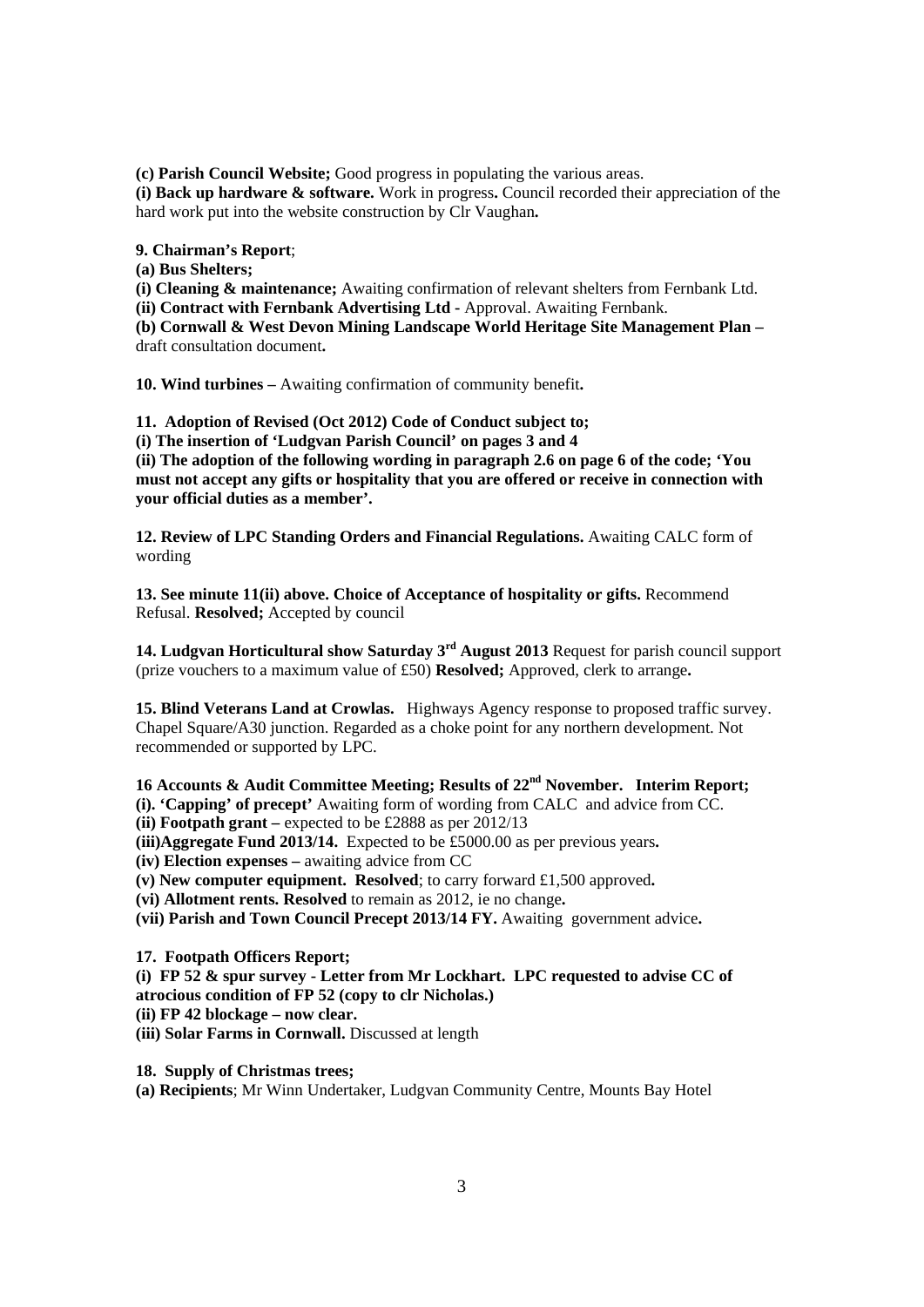**(c) Parish Council Website;** Good progress in populating the various areas.
**(i) Back up hardware & software.** Work in progress**.** Council recorded their appreciation of the hard work put into the website construction by Clr Vaughan**.**

**9. Chairman's Report**;
**(a) Bus Shelters;**
**(i) Cleaning & maintenance;** Awaiting confirmation of relevant shelters from Fernbank Ltd.
**(ii) Contract with Fernbank Advertising Ltd -** Approval. Awaiting Fernbank.
**(b) Cornwall & West Devon Mining Landscape World Heritage Site Management Plan –** draft consultation document**.**

**10. Wind turbines –** Awaiting confirmation of community benefit**.**

**11. Adoption of Revised (Oct 2012) Code of Conduct subject to;**
**(i) The insertion of 'Ludgvan Parish Council' on pages 3 and 4**
**(ii) The adoption of the following wording in paragraph 2.6 on page 6 of the code; 'You must not accept any gifts or hospitality that you are offered or receive in connection with your official duties as a member'.**

**12. Review of LPC Standing Orders and Financial Regulations.** Awaiting CALC form of wording

**13. See minute 11(ii) above. Choice of Acceptance of hospitality or gifts.** Recommend Refusal. **Resolved;** Accepted by council

**14. Ludgvan Horticultural show Saturday 3rd August 2013** Request for parish council support (prize vouchers to a maximum value of £50) **Resolved;** Approved, clerk to arrange**.**

**15. Blind Veterans Land at Crowlas.** Highways Agency response to proposed traffic survey. Chapel Square/A30 junction. Regarded as a choke point for any northern development. Not recommended or supported by LPC.

**16 Accounts & Audit Committee Meeting; Results of 22nd November. Interim Report;**
**(i). 'Capping' of precept'** Awaiting form of wording from CALC and advice from CC.
**(ii) Footpath grant –** expected to be £2888 as per 2012/13
**(iii)Aggregate Fund 2013/14.** Expected to be £5000.00 as per previous years**.**
**(iv) Election expenses –** awaiting advice from CC
**(v) New computer equipment. Resolved**; to carry forward £1,500 approved**.**
**(vi) Allotment rents. Resolved** to remain as 2012, ie no change**.**
**(vii) Parish and Town Council Precept 2013/14 FY.** Awaiting government advice**.**

**17. Footpath Officers Report;**
**(i) FP 52 & spur survey - Letter from Mr Lockhart. LPC requested to advise CC of atrocious condition of FP 52 (copy to clr Nicholas.)**
**(ii) FP 42 blockage – now clear.**
**(iii) Solar Farms in Cornwall.** Discussed at length

**18. Supply of Christmas trees;**
**(a) Recipients**; Mr Winn Undertaker, Ludgvan Community Centre, Mounts Bay Hotel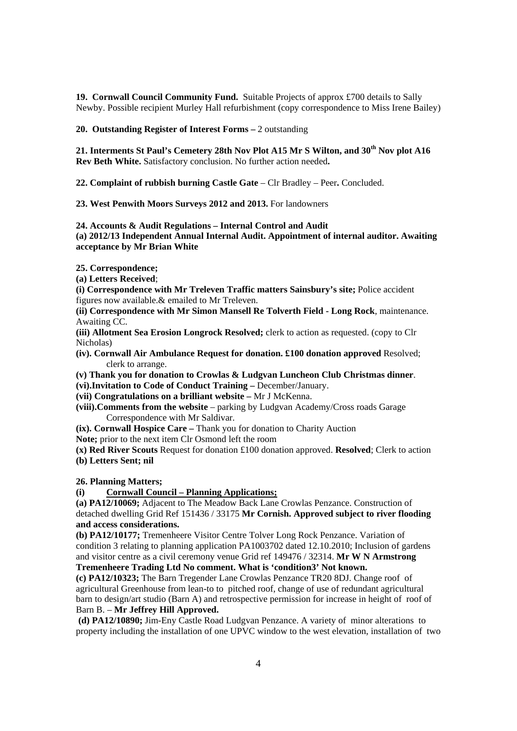**19. Cornwall Council Community Fund.** Suitable Projects of approx £700 details to Sally Newby. Possible recipient Murley Hall refurbishment (copy correspondence to Miss Irene Bailey)

**20. Outstanding Register of Interest Forms –** 2 outstanding

**21. Interments St Paul's Cemetery 28th Nov Plot A15 Mr S Wilton, and 30th Nov plot A16 Rev Beth White.** Satisfactory conclusion. No further action needed**.**

**22. Complaint of rubbish burning Castle Gate** – Clr Bradley – Peer**.** Concluded.

**23. West Penwith Moors Surveys 2012 and 2013.** For landowners

**24. Accounts & Audit Regulations – Internal Control and Audit**
**(a) 2012/13 Independent Annual Internal Audit. Appointment of internal auditor. Awaiting acceptance by Mr Brian White**

**25. Correspondence;**

**(a) Letters Received**;

**(i) Correspondence with Mr Treleven Traffic matters Sainsbury's site;** Police accident figures now available.& emailed to Mr Treleven.

**(ii) Correspondence with Mr Simon Mansell Re Tolverth Field - Long Rock**, maintenance. Awaiting CC.

**(iii) Allotment Sea Erosion Longrock Resolved;** clerk to action as requested. (copy to Clr Nicholas)

**(iv). Cornwall Air Ambulance Request for donation. £100 donation approved** Resolved; clerk to arrange.

**(v) Thank you for donation to Crowlas & Ludgvan Luncheon Club Christmas dinner**.

**(vi).Invitation to Code of Conduct Training –** December/January.

**(vii) Congratulations on a brilliant website –** Mr J McKenna.

**(viii).Comments from the website** – parking by Ludgvan Academy/Cross roads Garage Correspondence with Mr Saldivar.

**(ix). Cornwall Hospice Care –** Thank you for donation to Charity Auction

**Note;** prior to the next item Clr Osmond left the room

**(x) Red River Scouts** Request for donation £100 donation approved. **Resolved**; Clerk to action

**(b) Letters Sent; nil**

**26. Planning Matters;**

**(i) <u>Cornwall Council – Planning Applications;</u>**

**(a) PA12/10069;** Adjacent to The Meadow Back Lane Crowlas Penzance. Construction of detached dwelling Grid Ref 151436 / 33175 **Mr Cornish. Approved subject to river flooding and access considerations.**

**(b) PA12/10177;** Tremenheere Visitor Centre Tolver Long Rock Penzance. Variation of condition 3 relating to planning application PA1003702 dated 12.10.2010; Inclusion of gardens and visitor centre as a civil ceremony venue Grid ref 149476 / 32314. **Mr W N Armstrong Tremenheere Trading Ltd No comment. What is 'condition3' Not known.**

**(c) PA12/10323;** The Barn Tregender Lane Crowlas Penzance TR20 8DJ. Change roof of agricultural Greenhouse from lean-to to pitched roof, change of use of redundant agricultural barn to design/art studio (Barn A) and retrospective permission for increase in height of roof of Barn B. – **Mr Jeffrey Hill Approved.**

**(d) PA12/10890;** Jim-Eny Castle Road Ludgvan Penzance. A variety of minor alterations to property including the installation of one UPVC window to the west elevation, installation of two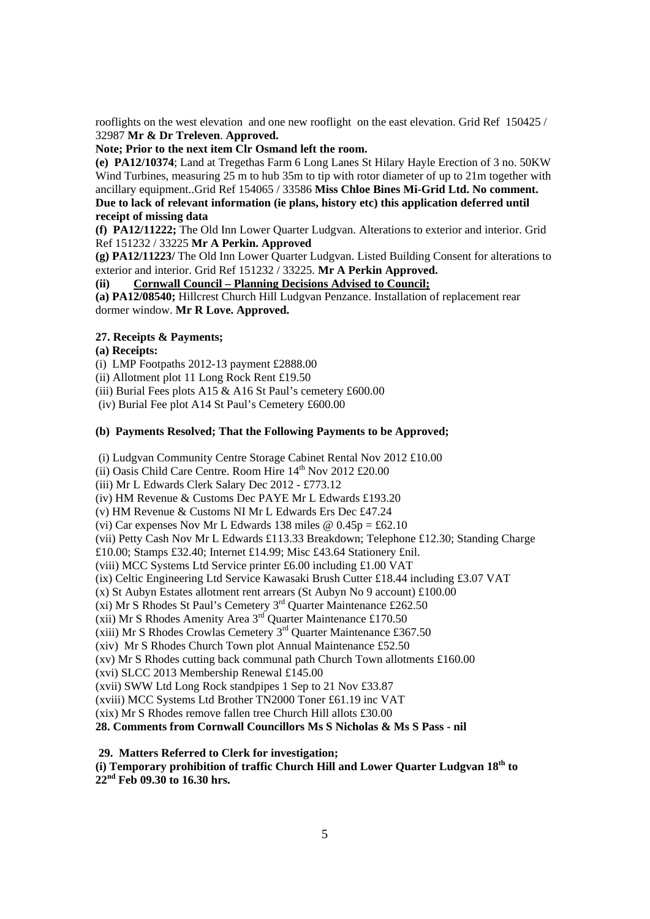rooflights on the west elevation and one new rooflight on the east elevation. Grid Ref 150425 / 32987 **Mr & Dr Treleven**. **Approved.**

**Note; Prior to the next item Clr Osmand left the room.**

**(e) PA12/10374**; Land at Tregethas Farm 6 Long Lanes St Hilary Hayle Erection of 3 no. 50KW Wind Turbines, measuring 25 m to hub 35m to tip with rotor diameter of up to 21m together with ancillary equipment..Grid Ref 154065 / 33586 **Miss Chloe Bines Mi-Grid Ltd. No comment. Due to lack of relevant information (ie plans, history etc) this application deferred until receipt of missing data**

**(f) PA12/11222;** The Old Inn Lower Quarter Ludgvan. Alterations to exterior and interior. Grid Ref 151232 / 33225 **Mr A Perkin. Approved**

**(g) PA12/11223/** The Old Inn Lower Quarter Ludgvan. Listed Building Consent for alterations to exterior and interior. Grid Ref 151232 / 33225. **Mr A Perkin Approved.**

**(ii) Cornwall Council – Planning Decisions Advised to Council;**

**(a) PA12/08540;** Hillcrest Church Hill Ludgvan Penzance. Installation of replacement rear dormer window. **Mr R Love. Approved.**

**27. Receipts & Payments;**

**(a) Receipts:**

(i) LMP Footpaths 2012-13 payment £2888.00
(ii) Allotment plot 11 Long Rock Rent £19.50
(iii) Burial Fees plots A15 & A16 St Paul's cemetery £600.00
(iv) Burial Fee plot A14 St Paul's Cemetery £600.00

**(b) Payments Resolved; That the Following Payments to be Approved;**

(i) Ludgvan Community Centre Storage Cabinet Rental Nov 2012 £10.00
(ii) Oasis Child Care Centre. Room Hire 14th Nov 2012 £20.00
(iii) Mr L Edwards Clerk Salary Dec 2012 - £773.12
(iv) HM Revenue & Customs Dec PAYE Mr L Edwards £193.20
(v) HM Revenue & Customs NI Mr L Edwards Ers Dec £47.24
(vi) Car expenses Nov Mr L Edwards 138 miles @ 0.45p = £62.10
(vii) Petty Cash Nov Mr L Edwards £113.33 Breakdown; Telephone £12.30; Standing Charge £10.00; Stamps £32.40; Internet £14.99; Misc £43.64 Stationery £nil.
(viii) MCC Systems Ltd Service printer £6.00 including £1.00 VAT
(ix) Celtic Engineering Ltd Service Kawasaki Brush Cutter £18.44 including £3.07 VAT
(x) St Aubyn Estates allotment rent arrears (St Aubyn No 9 account) £100.00
(xi) Mr S Rhodes St Paul's Cemetery 3rd Quarter Maintenance £262.50
(xii) Mr S Rhodes Amenity Area 3rd Quarter Maintenance £170.50
(xiii) Mr S Rhodes Crowlas Cemetery 3rd Quarter Maintenance £367.50
(xiv) Mr S Rhodes Church Town plot Annual Maintenance £52.50
(xv) Mr S Rhodes cutting back communal path Church Town allotments £160.00
(xvi) SLCC 2013 Membership Renewal £145.00
(xvii) SWW Ltd Long Rock standpipes 1 Sep to 21 Nov £33.87
(xviii) MCC Systems Ltd Brother TN2000 Toner £61.19 inc VAT
(xix) Mr S Rhodes remove fallen tree Church Hill allots £30.00

**28. Comments from Cornwall Councillors Ms S Nicholas & Ms S Pass - nil**

**29. Matters Referred to Clerk for investigation;**

**(i) Temporary prohibition of traffic Church Hill and Lower Quarter Ludgvan 18th to 22nd Feb 09.30 to 16.30 hrs.**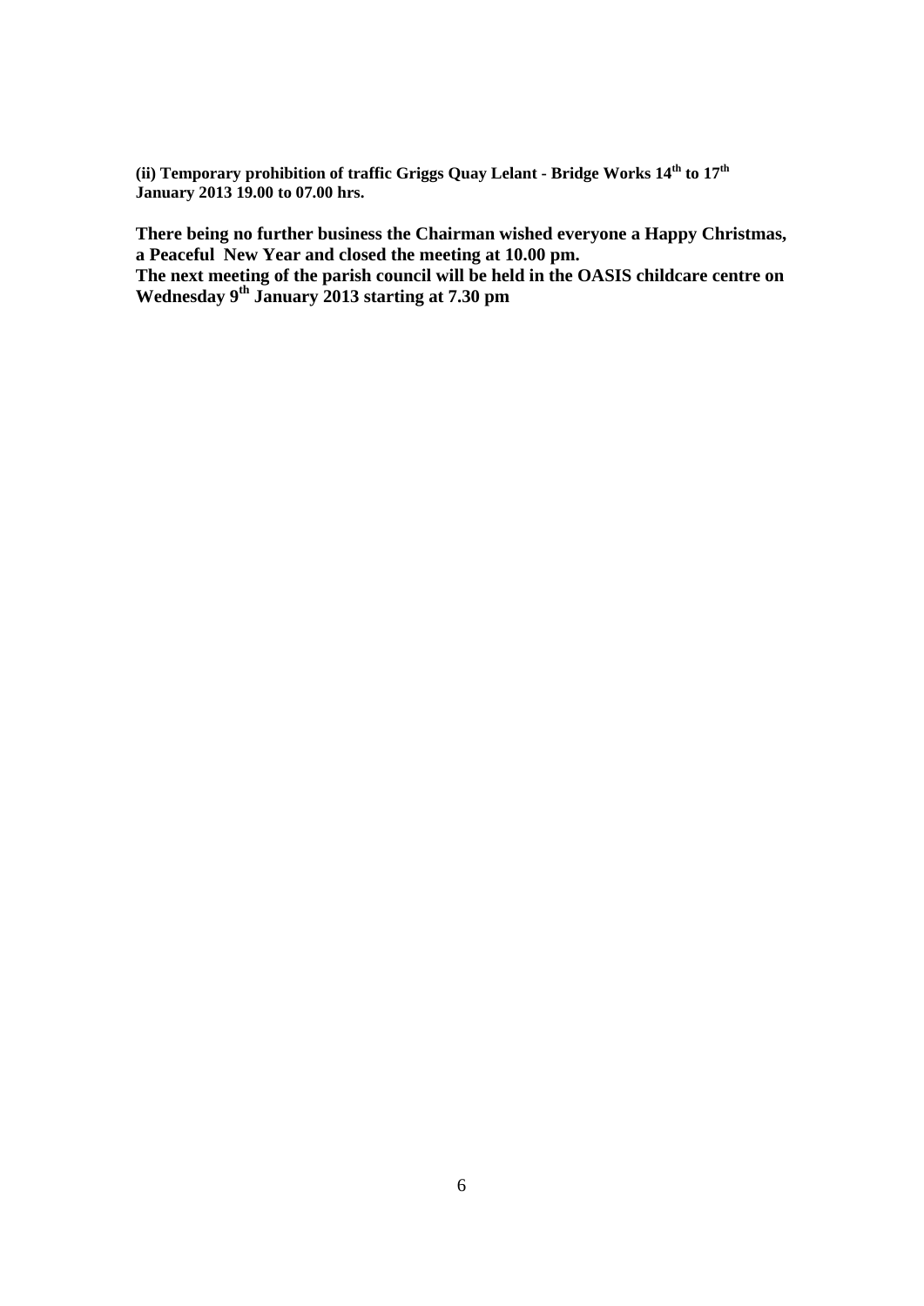**(ii) Temporary prohibition of traffic Griggs Quay Lelant - Bridge Works 14th to 17th January 2013 19.00 to 07.00 hrs.**

**There being no further business the Chairman wished everyone a Happy Christmas, a Peaceful New Year and closed the meeting at 10.00 pm.**
**The next meeting of the parish council will be held in the OASIS childcare centre on Wednesday 9th January 2013 starting at 7.30 pm**